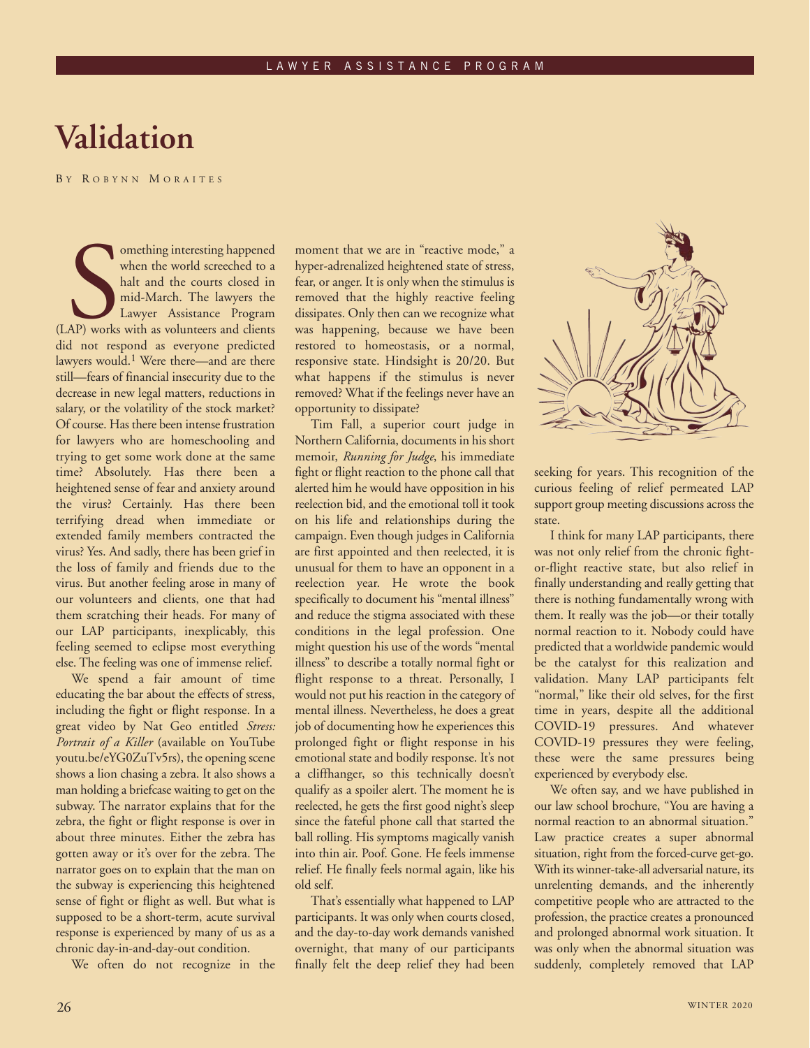# Validation

By Robynn Moraites

Something interesting happened when the world screeched to a halt and the courts closed in mid-March. The lawyers the Lawyer Assistance Program (LAP) works with as volunteers and clients did not respond as everyone predicted lawyers would.[1] Were there—and are there still—fears of financial insecurity due to the decrease in new legal matters, reductions in salary, or the volatility of the stock market? Of course. Has there been intense frustration for lawyers who are homeschooling and trying to get some work done at the same time? Absolutely. Has there been a heightened sense of fear and anxiety around the virus? Certainly. Has there been terrifying dread when immediate or extended family members contracted the virus? Yes. And sadly, there has been grief in the loss of family and friends due to the virus. But another feeling arose in many of our volunteers and clients, one that had them scratching their heads. For many of our LAP participants, inexplicably, this feeling seemed to eclipse most everything else. The feeling was one of immense relief.

We spend a fair amount of time educating the bar about the effects of stress, including the fight or flight response. In a great video by Nat Geo entitled *Stress: Portrait of a Killer* (available on YouTube youtu.be/eYG0ZuTv5rs), the opening scene shows a lion chasing a zebra. It also shows a man holding a briefcase waiting to get on the subway. The narrator explains that for the zebra, the fight or flight response is over in about three minutes. Either the zebra has gotten away or it's over for the zebra. The narrator goes on to explain that the man on the subway is experiencing this heightened sense of fight or flight as well. But what is supposed to be a short-term, acute survival response is experienced by many of us as a chronic day-in-and-day-out condition.

We often do not recognize in the moment that we are in "reactive mode," a hyper-adrenalized heightened state of stress, fear, or anger. It is only when the stimulus is removed that the highly reactive feeling dissipates. Only then can we recognize what was happening, because we have been restored to homeostasis, or a normal, responsive state. Hindsight is 20/20. But what happens if the stimulus is never removed? What if the feelings never have an opportunity to dissipate?

Tim Fall, a superior court judge in Northern California, documents in his short memoir, *Running for Judge*, his immediate fight or flight reaction to the phone call that alerted him he would have opposition in his reelection bid, and the emotional toll it took on his life and relationships during the campaign. Even though judges in California are first appointed and then reelected, it is unusual for them to have an opponent in a reelection year. He wrote the book specifically to document his "mental illness" and reduce the stigma associated with these conditions in the legal profession. One might question his use of the words "mental illness" to describe a totally normal fight or flight response to a threat. Personally, I would not put his reaction in the category of mental illness. Nevertheless, he does a great job of documenting how he experiences this prolonged fight or flight response in his emotional state and bodily response. It's not a cliffhanger, so this technically doesn't qualify as a spoiler alert. The moment he is reelected, he gets the first good night's sleep since the fateful phone call that started the ball rolling. His symptoms magically vanish into thin air. Poof. Gone. He feels immense relief. He finally feels normal again, like his old self.

That's essentially what happened to LAP participants. It was only when courts closed, and the day-to-day work demands vanished overnight, that many of our participants finally felt the deep relief they had been seeking for years. This recognition of the curious feeling of relief permeated LAP support group meeting discussions across the state.

I think for many LAP participants, there was not only relief from the chronic fight-or-flight reactive state, but also relief in finally understanding and really getting that there is nothing fundamentally wrong with them. It really was the job—or their totally normal reaction to it. Nobody could have predicted that a worldwide pandemic would be the catalyst for this realization and validation. Many LAP participants felt "normal," like their old selves, for the first time in years, despite all the additional COVID-19 pressures. And whatever COVID-19 pressures they were feeling, these were the same pressures being experienced by everybody else.

We often say, and we have published in our law school brochure, "You are having a normal reaction to an abnormal situation." Law practice creates a super abnormal situation, right from the forced-curve get-go. With its winner-take-all adversarial nature, its unrelenting demands, and the inherently competitive people who are attracted to the profession, the practice creates a pronounced and prolonged abnormal work situation. It was only when the abnormal situation was suddenly, completely removed that LAP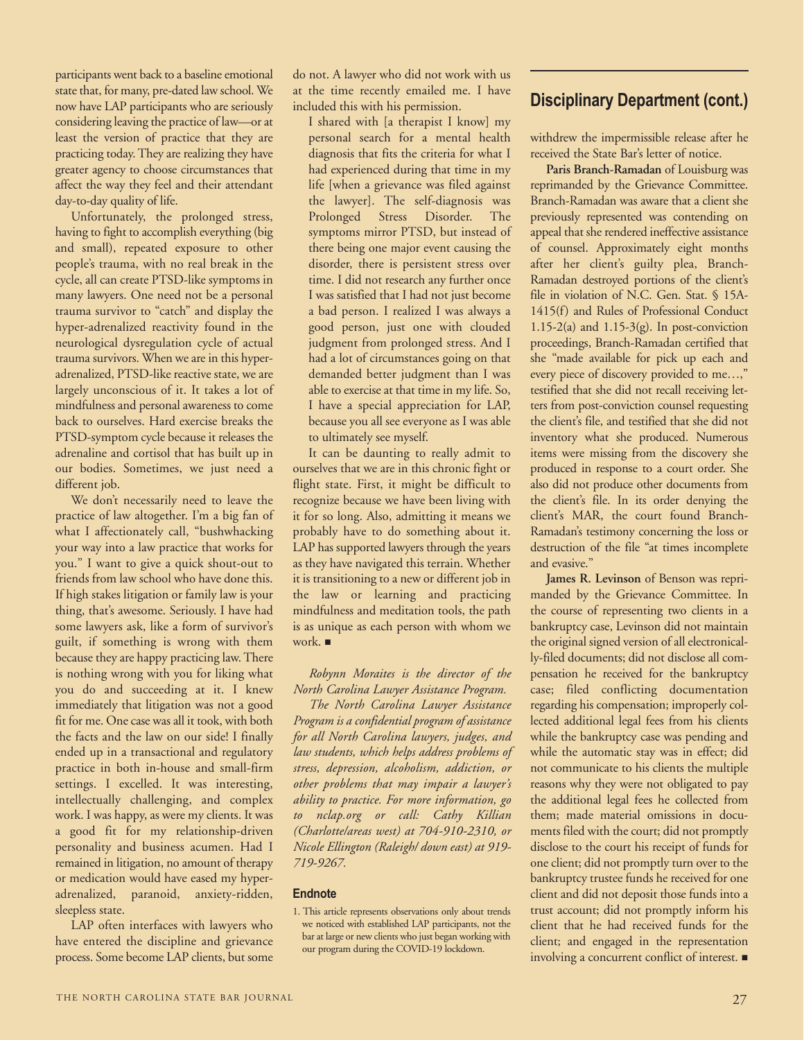participants went back to a baseline emotional state that, for many, pre-dated law school. We now have LAP participants who are seriously considering leaving the practice of law—or at least the version of practice that they are practicing today. They are realizing they have greater agency to choose circumstances that affect the way they feel and their attendant day-to-day quality of life.

Unfortunately, the prolonged stress, having to fight to accomplish everything (big and small), repeated exposure to other people's trauma, with no real break in the cycle, all can create PTSD-like symptoms in many lawyers. One need not be a personal trauma survivor to "catch" and display the hyper-adrenalized reactivity found in the neurological dysregulation cycle of actual trauma survivors. When we are in this hyper-adrenalized, PTSD-like reactive state, we are largely unconscious of it. It takes a lot of mindfulness and personal awareness to come back to ourselves. Hard exercise breaks the PTSD-symptom cycle because it releases the adrenaline and cortisol that has built up in our bodies. Sometimes, we just need a different job.

We don't necessarily need to leave the practice of law altogether. I'm a big fan of what I affectionately call, "bushwhacking your way into a law practice that works for you." I want to give a quick shout-out to friends from law school who have done this. If high stakes litigation or family law is your thing, that's awesome. Seriously. I have had some lawyers ask, like a form of survivor's guilt, if something is wrong with them because they are happy practicing law. There is nothing wrong with you for liking what you do and succeeding at it. I knew immediately that litigation was not a good fit for me. One case was all it took, with both the facts and the law on our side! I finally ended up in a transactional and regulatory practice in both in-house and small-firm settings. I excelled. It was interesting, intellectually challenging, and complex work. I was happy, as were my clients. It was a good fit for my relationship-driven personality and business acumen. Had I remained in litigation, no amount of therapy or medication would have eased my hyper-adrenalized, paranoid, anxiety-ridden, sleepless state.

LAP often interfaces with lawyers who have entered the discipline and grievance process. Some become LAP clients, but some do not. A lawyer who did not work with us at the time recently emailed me. I have included this with his permission.

> I shared with [a therapist I know] my personal search for a mental health diagnosis that fits the criteria for what I had experienced during that time in my life [when a grievance was filed against the lawyer]. The self-diagnosis was Prolonged Stress Disorder. The symptoms mirror PTSD, but instead of there being one major event causing the disorder, there is persistent stress over time. I did not research any further once I was satisfied that I had not just become a bad person. I realized I was always a good person, just one with clouded judgment from prolonged stress. And I had a lot of circumstances going on that demanded better judgment than I was able to exercise at that time in my life. So, I have a special appreciation for LAP, because you all see everyone as I was able to ultimately see myself.

It can be daunting to really admit to ourselves that we are in this chronic fight or flight state. First, it might be difficult to recognize because we have been living with it for so long. Also, admitting it means we probably have to do something about it. LAP has supported lawyers through the years as they have navigated this terrain. Whether it is transitioning to a new or different job in the law or learning and practicing mindfulness and meditation tools, the path is as unique as each person with whom we work. ■

*Robynn Moraites is the director of the North Carolina Lawyer Assistance Program.*

*The North Carolina Lawyer Assistance Program is a confidential program of assistance for all North Carolina lawyers, judges, and law students, which helps address problems of stress, depression, alcoholism, addiction, or other problems that may impair a lawyer's ability to practice. For more information, go to nclap.org or call: Cathy Killian (Charlotte/areas west) at 704-910-2310, or Nicole Ellington (Raleigh/ down east) at 919-719-9267.*

### Endnote

1. This article represents observations only about trends we noticed with established LAP participants, not the bar at large or new clients who just began working with our program during the COVID-19 lockdown.

## Disciplinary Department (cont.)

withdrew the impermissible release after he received the State Bar's letter of notice.

**Paris Branch-Ramadan** of Louisburg was reprimanded by the Grievance Committee. Branch-Ramadan was aware that a client she previously represented was contending on appeal that she rendered ineffective assistance of counsel. Approximately eight months after her client's guilty plea, Branch-Ramadan destroyed portions of the client's file in violation of N.C. Gen. Stat. § 15A-1415(f) and Rules of Professional Conduct 1.15-2(a) and 1.15-3(g). In post-conviction proceedings, Branch-Ramadan certified that she "made available for pick up each and every piece of discovery provided to me…," testified that she did not recall receiving letters from post-conviction counsel requesting the client's file, and testified that she did not inventory what she produced. Numerous items were missing from the discovery she produced in response to a court order. She also did not produce other documents from the client's file. In its order denying the client's MAR, the court found Branch-Ramadan's testimony concerning the loss or destruction of the file "at times incomplete and evasive."

**James R. Levinson** of Benson was reprimanded by the Grievance Committee. In the course of representing two clients in a bankruptcy case, Levinson did not maintain the original signed version of all electronically-filed documents; did not disclose all compensation he received for the bankruptcy case; filed conflicting documentation regarding his compensation; improperly collected additional legal fees from his clients while the bankruptcy case was pending and while the automatic stay was in effect; did not communicate to his clients the multiple reasons why they were not obligated to pay the additional legal fees he collected from them; made material omissions in documents filed with the court; did not promptly disclose to the court his receipt of funds for one client; did not promptly turn over to the bankruptcy trustee funds he received for one client and did not deposit those funds into a trust account; did not promptly inform his client that he had received funds for the client; and engaged in the representation involving a concurrent conflict of interest. ■